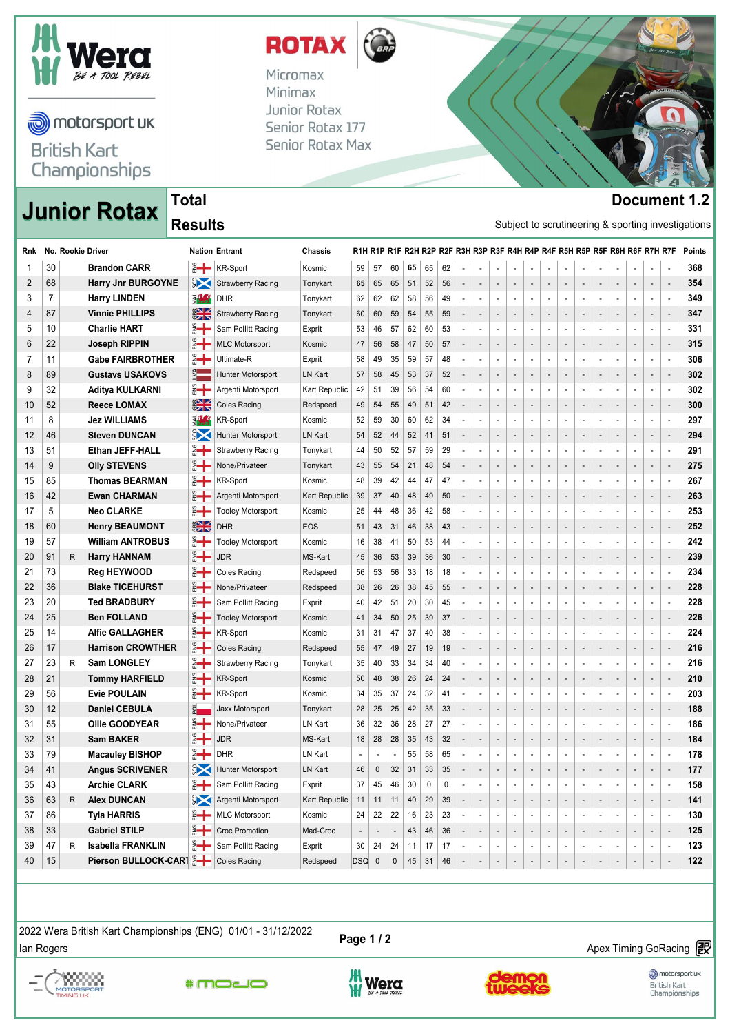# Junior Rotax

## Total Results

**Document 1.2**

Subject to scrutineering & sporting investigations

Micromax
Minimax
Junior Rotax
Senior Rotax 177
Senior Rotax Max

| Rnk | No. | Rookie | Driver | Nation | Entrant | Chassis | R1H | R1P | R1F | R2H | R2P | R2F | R3H | R3P | R3F | R4H | R4P | R4F | R5H | R5P | R5F | R6H | R6P | R6F | R7H | R7F | Points |
|---|---|---|---|---|---|---|---|---|---|---|---|---|---|---|---|---|---|---|---|---|---|---|---|---|---|---|---|
| 1 | 30 | | Brandon CARR | ENG | KR-Sport | Kosmic | 59 | 57 | 60 | 65 | 65 | 62 | - | - | - | - | - | - | - | - | - | - | - | - | - | - | 368 |
| 2 | 68 | | Harry Jnr BURGOYNE | SCO | Strawberry Racing | Tonykart | 65 | 65 | 65 | 51 | 52 | 56 | - | - | - | - | - | - | - | - | - | - | - | - | - | - | 354 |
| 3 | 7 | | Harry LINDEN | WAL | DHR | Tonykart | 62 | 62 | 62 | 58 | 56 | 49 | - | - | - | - | - | - | - | - | - | - | - | - | - | - | 349 |
| 4 | 87 | | Vinnie PHILLIPS | GBR | Strawberry Racing | Tonykart | 60 | 60 | 59 | 54 | 55 | 59 | - | - | - | - | - | - | - | - | - | - | - | - | - | - | 347 |
| 5 | 10 | | Charlie HART | ENG | Sam Pollitt Racing | Exprit | 53 | 46 | 57 | 62 | 60 | 53 | - | - | - | - | - | - | - | - | - | - | - | - | - | - | 331 |
| 6 | 22 | | Joseph RIPPIN | ENG | MLC Motorsport | Kosmic | 47 | 56 | 58 | 47 | 50 | 57 | - | - | - | - | - | - | - | - | - | - | - | - | - | - | 315 |
| 7 | 11 | | Gabe FAIRBROTHER | ENG | Ultimate-R | Exprit | 58 | 49 | 35 | 59 | 57 | 48 | - | - | - | - | - | - | - | - | - | - | - | - | - | - | 306 |
| 8 | 89 | | Gustavs USAKOVS | LVA | Hunter Motorsport | LN Kart | 57 | 58 | 45 | 53 | 37 | 52 | - | - | - | - | - | - | - | - | - | - | - | - | - | - | 302 |
| 9 | 32 | | Aditya KULKARNI | ENG | Argenti Motorsport | Kart Republic | 42 | 51 | 39 | 56 | 54 | 60 | - | - | - | - | - | - | - | - | - | - | - | - | - | - | 302 |
| 10 | 52 | | Reece LOMAX | GBR | Coles Racing | Redspeed | 49 | 54 | 55 | 49 | 51 | 42 | - | - | - | - | - | - | - | - | - | - | - | - | - | - | 300 |
| 11 | 8 | | Jez WILLIAMS | WAL | KR-Sport | Kosmic | 52 | 59 | 30 | 60 | 62 | 34 | - | - | - | - | - | - | - | - | - | - | - | - | - | - | 297 |
| 12 | 46 | | Steven DUNCAN | SCO | Hunter Motorsport | LN Kart | 54 | 52 | 44 | 52 | 41 | 51 | - | - | - | - | - | - | - | - | - | - | - | - | - | - | 294 |
| 13 | 51 | | Ethan JEFF-HALL | ENG | Strawberry Racing | Tonykart | 44 | 50 | 52 | 57 | 59 | 29 | - | - | - | - | - | - | - | - | - | - | - | - | - | - | 291 |
| 14 | 9 | | Olly STEVENS | ENG | None/Privateer | Tonykart | 43 | 55 | 54 | 21 | 48 | 54 | - | - | - | - | - | - | - | - | - | - | - | - | - | - | 275 |
| 15 | 85 | | Thomas BEARMAN | ENG | KR-Sport | Kosmic | 48 | 39 | 42 | 44 | 47 | 47 | - | - | - | - | - | - | - | - | - | - | - | - | - | - | 267 |
| 16 | 42 | | Ewan CHARMAN | ENG | Argenti Motorsport | Kart Republic | 39 | 37 | 40 | 48 | 49 | 50 | - | - | - | - | - | - | - | - | - | - | - | - | - | - | 263 |
| 17 | 5 | | Neo CLARKE | ENG | Tooley Motorsport | Kosmic | 25 | 44 | 48 | 36 | 42 | 58 | - | - | - | - | - | - | - | - | - | - | - | - | - | - | 253 |
| 18 | 60 | | Henry BEAUMONT | GBR | DHR | EOS | 51 | 43 | 31 | 46 | 38 | 43 | - | - | - | - | - | - | - | - | - | - | - | - | - | - | 252 |
| 19 | 57 | | William ANTROBUS | ENG | Tooley Motorsport | Kosmic | 16 | 38 | 41 | 50 | 53 | 44 | - | - | - | - | - | - | - | - | - | - | - | - | - | - | 242 |
| 20 | 91 | R | Harry HANNAM | ENG | JDR | MS-Kart | 45 | 36 | 53 | 39 | 36 | 30 | - | - | - | - | - | - | - | - | - | - | - | - | - | - | 239 |
| 21 | 73 | | Reg HEYWOOD | ENG | Coles Racing | Redspeed | 56 | 53 | 56 | 33 | 18 | 18 | - | - | - | - | - | - | - | - | - | - | - | - | - | - | 234 |
| 22 | 36 | | Blake TICEHURST | ENG | None/Privateer | Redspeed | 38 | 26 | 26 | 38 | 45 | 55 | - | - | - | - | - | - | - | - | - | - | - | - | - | - | 228 |
| 23 | 20 | | Ted BRADBURY | ENG | Sam Pollitt Racing | Exprit | 40 | 42 | 51 | 20 | 30 | 45 | - | - | - | - | - | - | - | - | - | - | - | - | - | - | 228 |
| 24 | 25 | | Ben FOLLAND | ENG | Tooley Motorsport | Kosmic | 41 | 34 | 50 | 25 | 39 | 37 | - | - | - | - | - | - | - | - | - | - | - | - | - | - | 226 |
| 25 | 14 | | Alfie GALLAGHER | ENG | KR-Sport | Kosmic | 31 | 31 | 47 | 37 | 40 | 38 | - | - | - | - | - | - | - | - | - | - | - | - | - | - | 224 |
| 26 | 17 | | Harrison CROWTHER | ENG | Coles Racing | Redspeed | 55 | 47 | 49 | 27 | 19 | 19 | - | - | - | - | - | - | - | - | - | - | - | - | - | - | 216 |
| 27 | 23 | R | Sam LONGLEY | ENG | Strawberry Racing | Tonykart | 35 | 40 | 33 | 34 | 34 | 40 | - | - | - | - | - | - | - | - | - | - | - | - | - | - | 216 |
| 28 | 21 | | Tommy HARFIELD | ENG | KR-Sport | Kosmic | 50 | 48 | 38 | 26 | 24 | 24 | - | - | - | - | - | - | - | - | - | - | - | - | - | - | 210 |
| 29 | 56 | | Evie POULAIN | ENG | KR-Sport | Kosmic | 34 | 35 | 37 | 24 | 32 | 41 | - | - | - | - | - | - | - | - | - | - | - | - | - | - | 203 |
| 30 | 12 | | Daniel CEBULA | POL | Jaxx Motorsport | Tonykart | 28 | 25 | 25 | 42 | 35 | 33 | - | - | - | - | - | - | - | - | - | - | - | - | - | - | 188 |
| 31 | 55 | | Ollie GOODYEAR | ENG | None/Privateer | LN Kart | 36 | 32 | 36 | 28 | 27 | 27 | - | - | - | - | - | - | - | - | - | - | - | - | - | - | 186 |
| 32 | 31 | | Sam BAKER | ENG | JDR | MS-Kart | 18 | 28 | 28 | 35 | 43 | 32 | - | - | - | - | - | - | - | - | - | - | - | - | - | - | 184 |
| 33 | 79 | | Macauley BISHOP | ENG | DHR | LN Kart | - | - | - | 55 | 58 | 65 | - | - | - | - | - | - | - | - | - | - | - | - | - | - | 178 |
| 34 | 41 | | Angus SCRIVENER | SCO | Hunter Motorsport | LN Kart | 46 | 0 | 32 | 31 | 33 | 35 | - | - | - | - | - | - | - | - | - | - | - | - | - | - | 177 |
| 35 | 43 | | Archie CLARK | ENG | Sam Pollitt Racing | Exprit | 37 | 45 | 46 | 30 | 0 | 0 | - | - | - | - | - | - | - | - | - | - | - | - | - | - | 158 |
| 36 | 63 | R | Alex DUNCAN | SCO | Argenti Motorsport | Kart Republic | 11 | 11 | 11 | 40 | 29 | 39 | - | - | - | - | - | - | - | - | - | - | - | - | - | - | 141 |
| 37 | 86 | | Tyla HARRIS | ENG | MLC Motorsport | Kosmic | 24 | 22 | 22 | 16 | 23 | 23 | - | - | - | - | - | - | - | - | - | - | - | - | - | - | 130 |
| 38 | 33 | | Gabriel STILP | ENG | Croc Promotion | Mad-Croc | - | - | - | 43 | 46 | 36 | - | - | - | - | - | - | - | - | - | - | - | - | - | - | 125 |
| 39 | 47 | R | Isabella FRANKLIN | ENG | Sam Pollitt Racing | Exprit | 30 | 24 | 24 | 11 | 17 | 17 | - | - | - | - | - | - | - | - | - | - | - | - | - | - | 123 |
| 40 | 15 | | Pierson BULLOCK-CART | ENG | Coles Racing | Redspeed | DSQ | 0 | 0 | 45 | 31 | 46 | - | - | - | - | - | - | - | - | - | - | - | - | - | - | 122 |

2022 Wera British Kart Championships (ENG) 01/01 - 31/12/2022
Ian Rogers

Apex Timing GoRacing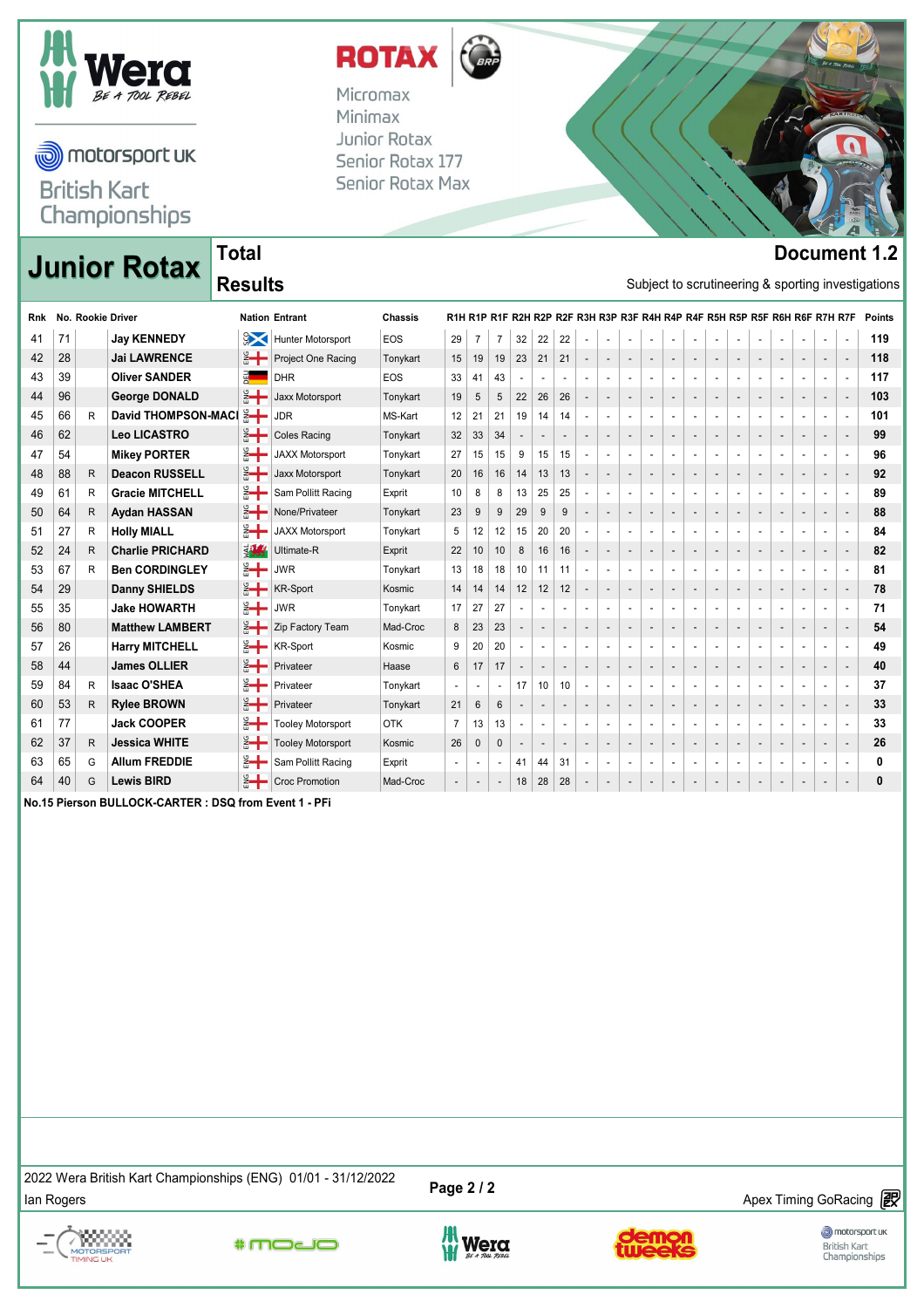Micromax
Minimax
Junior Rotax
Senior Rotax 177
Senior Rotax Max

# Junior Rotax

## Total Results

**Document 1.2**

Subject to scrutineering & sporting investigations

| Rnk | No. | Rookie | Driver | Nation | Entrant | Chassis | R1H | R1P | R1F | R2H | R2P | R2F | R3H | R3P | R3F | R4H | R4P | R4F | R5H | R5P | R5F | R6H | R6P | R7H | R7F | Points |
|---|---|---|---|---|---|---|---|---|---|---|---|---|---|---|---|---|---|---|---|---|---|---|---|---|---|---|
| 41 | 71 | | **Jay KENNEDY** | SCO | Hunter Motorsport | EOS | 29 | 7 | 7 | 32 | 22 | 22 | - | - | - | - | - | - | - | - | - | - | - | - | - | **119** |
| 42 | 28 | | **Jai LAWRENCE** | ENG | Project One Racing | Tonykart | 15 | 19 | 19 | 23 | 21 | 21 | - | - | - | - | - | - | - | - | - | - | - | - | - | **118** |
| 43 | 39 | | **Oliver SANDER** | DEU | DHR | EOS | 33 | 41 | 43 | - | - | - | - | - | - | - | - | - | - | - | - | - | - | - | - | **117** |
| 44 | 96 | | **George DONALD** | ENG | Jaxx Motorsport | Tonykart | 19 | 5 | 5 | 22 | 26 | 26 | - | - | - | - | - | - | - | - | - | - | - | - | - | **103** |
| 45 | 66 | R | **David THOMPSON-MACI** | ENG | JDR | MS-Kart | 12 | 21 | 21 | 19 | 14 | 14 | - | - | - | - | - | - | - | - | - | - | - | - | - | **101** |
| 46 | 62 | | **Leo LICASTRO** | ENG | Coles Racing | Tonykart | 32 | 33 | 34 | - | - | - | - | - | - | - | - | - | - | - | - | - | - | - | - | **99** |
| 47 | 54 | | **Mikey PORTER** | ENG | JAXX Motorsport | Tonykart | 27 | 15 | 15 | 9 | 15 | 15 | - | - | - | - | - | - | - | - | - | - | - | - | - | **96** |
| 48 | 88 | R | **Deacon RUSSELL** | ENG | Jaxx Motorsport | Tonykart | 20 | 16 | 16 | 14 | 13 | 13 | - | - | - | - | - | - | - | - | - | - | - | - | - | **92** |
| 49 | 61 | R | **Gracie MITCHELL** | ENG | Sam Pollitt Racing | Exprit | 10 | 8 | 8 | 13 | 25 | 25 | - | - | - | - | - | - | - | - | - | - | - | - | - | **89** |
| 50 | 64 | R | **Aydan HASSAN** | ENG | None/Privateer | Tonykart | 23 | 9 | 9 | 29 | 9 | 9 | - | - | - | - | - | - | - | - | - | - | - | - | - | **88** |
| 51 | 27 | R | **Holly MIALL** | ENG | JAXX Motorsport | Tonykart | 5 | 12 | 12 | 15 | 20 | 20 | - | - | - | - | - | - | - | - | - | - | - | - | - | **84** |
| 52 | 24 | R | **Charlie PRICHARD** | WAL | Ultimate-R | Exprit | 22 | 10 | 10 | 8 | 16 | 16 | - | - | - | - | - | - | - | - | - | - | - | - | - | **82** |
| 53 | 67 | R | **Ben CORDINGLEY** | ENG | JWR | Tonykart | 13 | 18 | 18 | 10 | 11 | 11 | - | - | - | - | - | - | - | - | - | - | - | - | - | **81** |
| 54 | 29 | | **Danny SHIELDS** | ENG | KR-Sport | Kosmic | 14 | 14 | 14 | 12 | 12 | 12 | - | - | - | - | - | - | - | - | - | - | - | - | - | **78** |
| 55 | 35 | | **Jake HOWARTH** | ENG | JWR | Tonykart | 17 | 27 | 27 | - | - | - | - | - | - | - | - | - | - | - | - | - | - | - | - | **71** |
| 56 | 80 | | **Matthew LAMBERT** | ENG | Zip Factory Team | Mad-Croc | 8 | 23 | 23 | - | - | - | - | - | - | - | - | - | - | - | - | - | - | - | - | **54** |
| 57 | 26 | | **Harry MITCHELL** | ENG | KR-Sport | Kosmic | 9 | 20 | 20 | - | - | - | - | - | - | - | - | - | - | - | - | - | - | - | - | **49** |
| 58 | 44 | | **James OLLIER** | ENG | Privateer | Haase | 6 | 17 | 17 | - | - | - | - | - | - | - | - | - | - | - | - | - | - | - | - | **40** |
| 59 | 84 | R | **Isaac O'SHEA** | ENG | Privateer | Tonykart | - | - | - | 17 | 10 | 10 | - | - | - | - | - | - | - | - | - | - | - | - | - | **37** |
| 60 | 53 | R | **Rylee BROWN** | ENG | Privateer | Tonykart | 21 | 6 | 6 | - | - | - | - | - | - | - | - | - | - | - | - | - | - | - | - | **33** |
| 61 | 77 | | **Jack COOPER** | ENG | Tooley Motorsport | OTK | 7 | 13 | 13 | - | - | - | - | - | - | - | - | - | - | - | - | - | - | - | - | **33** |
| 62 | 37 | R | **Jessica WHITE** | ENG | Tooley Motorsport | Kosmic | 26 | 0 | 0 | - | - | - | - | - | - | - | - | - | - | - | - | - | - | - | - | **26** |
| 63 | 65 | G | **Allum FREDDIE** | ENG | Sam Pollitt Racing | Exprit | - | - | - | 41 | 44 | 31 | - | - | - | - | - | - | - | - | - | - | - | - | - | **0** |
| 64 | 40 | G | **Lewis BIRD** | ENG | Croc Promotion | Mad-Croc | - | - | - | 18 | 28 | 28 | - | - | - | - | - | - | - | - | - | - | - | - | - | **0** |

**No.15 Pierson BULLOCK-CARTER : DSQ from Event 1 - PFi**

2022 Wera British Kart Championships (ENG) 01/01 - 31/12/2022

Ian Rogers

Apex Timing GoRacing